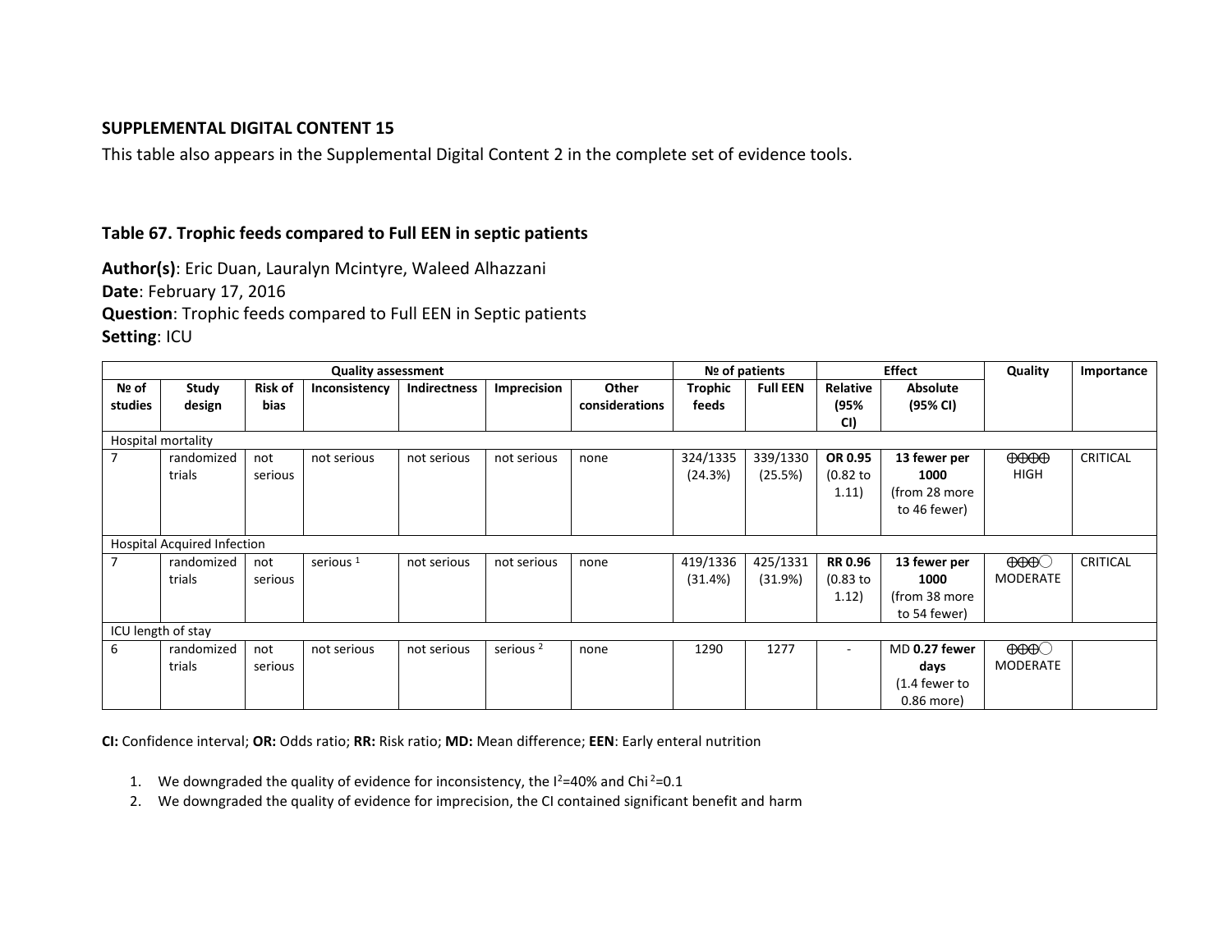## SUPPLEMENTAL DIGITAL CONTENT 15

This table also appears in the Supplemental Digital Content 2 in the complete set of evidence tools.

### Table 67. Trophic feeds compared to Full EEN in septic patients

**Author(s)**: Eric Duan, Lauralyn Mcintyre, Waleed Alhazzani
**Date**: February 17, 2016
**Question**: Trophic feeds compared to Full EEN in Septic patients
**Setting**: ICU

| Quality assessment | | | | | | | № of patients | | Effect | | Quality | Importance |
|---|---|---|---|---|---|---|---|---|---|---|---|---|
| № of studies | Study design | Risk of bias | Inconsistency | Indirectness | Imprecision | Other considerations | Trophic feeds | Full EEN | Relative (95% CI) | Absolute (95% CI) | | |
| Hospital mortality | | | | | | | | | | | | |
| 7 | randomized trials | not serious | not serious | not serious | not serious | none | 324/1335 (24.3%) | 339/1330 (25.5%) | **OR 0.95** (0.82 to 1.11) | **13 fewer per 1000** (from 28 more to 46 fewer) | ⨁⨁⨁⨁ HIGH | CRITICAL |
| Hospital Acquired Infection | | | | | | | | | | | | |
| 7 | randomized trials | not serious | serious [1] | not serious | not serious | none | 419/1336 (31.4%) | 425/1331 (31.9%) | **RR 0.96** (0.83 to 1.12) | **13 fewer per 1000** (from 38 more to 54 fewer) | ⨁⨁⨁◯ MODERATE | CRITICAL |
| ICU length of stay | | | | | | | | | | | | |
| 6 | randomized trials | not serious | not serious | not serious | serious [2] | none | 1290 | 1277 | - | MD **0.27 fewer days** (1.4 fewer to 0.86 more) | ⨁⨁⨁◯ MODERATE | |

**CI:** Confidence interval; **OR:** Odds ratio; **RR:** Risk ratio; **MD:** Mean difference; **EEN**: Early enteral nutrition

1. We downgraded the quality of evidence for inconsistency, the $I^2$=40% and Chi $^2$=0.1
2. We downgraded the quality of evidence for imprecision, the CI contained significant benefit and harm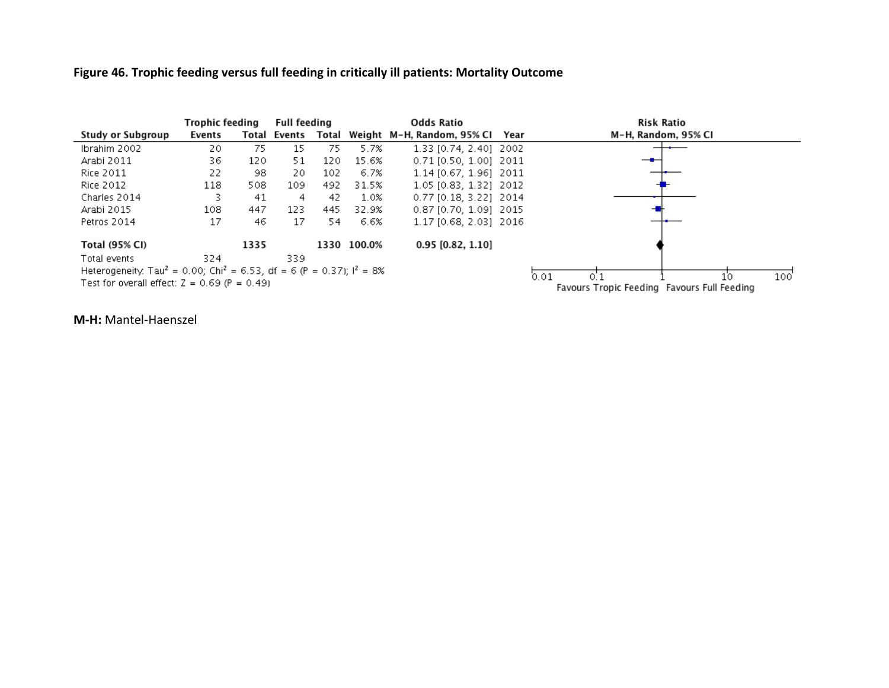**Figure 46. Trophic feeding versus full feeding in critically ill patients: Mortality Outcome**

| Study or Subgroup | Trophic feeding Events | Trophic feeding Total | Full feeding Events | Full feeding Total | Weight | Odds Ratio M-H, Random, 95% CI | Year |
|---|---|---|---|---|---|---|---|
| Ibrahim 2002 | 20 | 75 | 15 | 75 | 5.7% | 1.33 [0.74, 2.40] | 2002 |
| Arabi 2011 | 36 | 120 | 51 | 120 | 15.6% | 0.71 [0.50, 1.00] | 2011 |
| Rice 2011 | 22 | 98 | 20 | 102 | 6.7% | 1.14 [0.67, 1.96] | 2011 |
| Rice 2012 | 118 | 508 | 109 | 492 | 31.5% | 1.05 [0.83, 1.32] | 2012 |
| Charles 2014 | 3 | 41 | 4 | 42 | 1.0% | 0.77 [0.18, 3.22] | 2014 |
| Arabi 2015 | 108 | 447 | 123 | 445 | 32.9% | 0.87 [0.70, 1.09] | 2015 |
| Petros 2014 | 17 | 46 | 17 | 54 | 6.6% | 1.17 [0.68, 2.03] | 2016 |
| **Total (95% CI)** | | **1335** | | **1330** | **100.0%** | **0.95 [0.82, 1.10]** | |
| Total events | 324 | | 339 | | | | |

Heterogeneity: Tau² = 0.00; Chi² = 6.53, df = 6 (P = 0.37); I² = 8%

Test for overall effect: Z = 0.69 (P = 0.49)

Risk Ratio
M-H, Random, 95% CI

0.01 0.1 1 10 100

Favours Tropic Feeding Favours Full Feeding

**M-H:** Mantel-Haenszel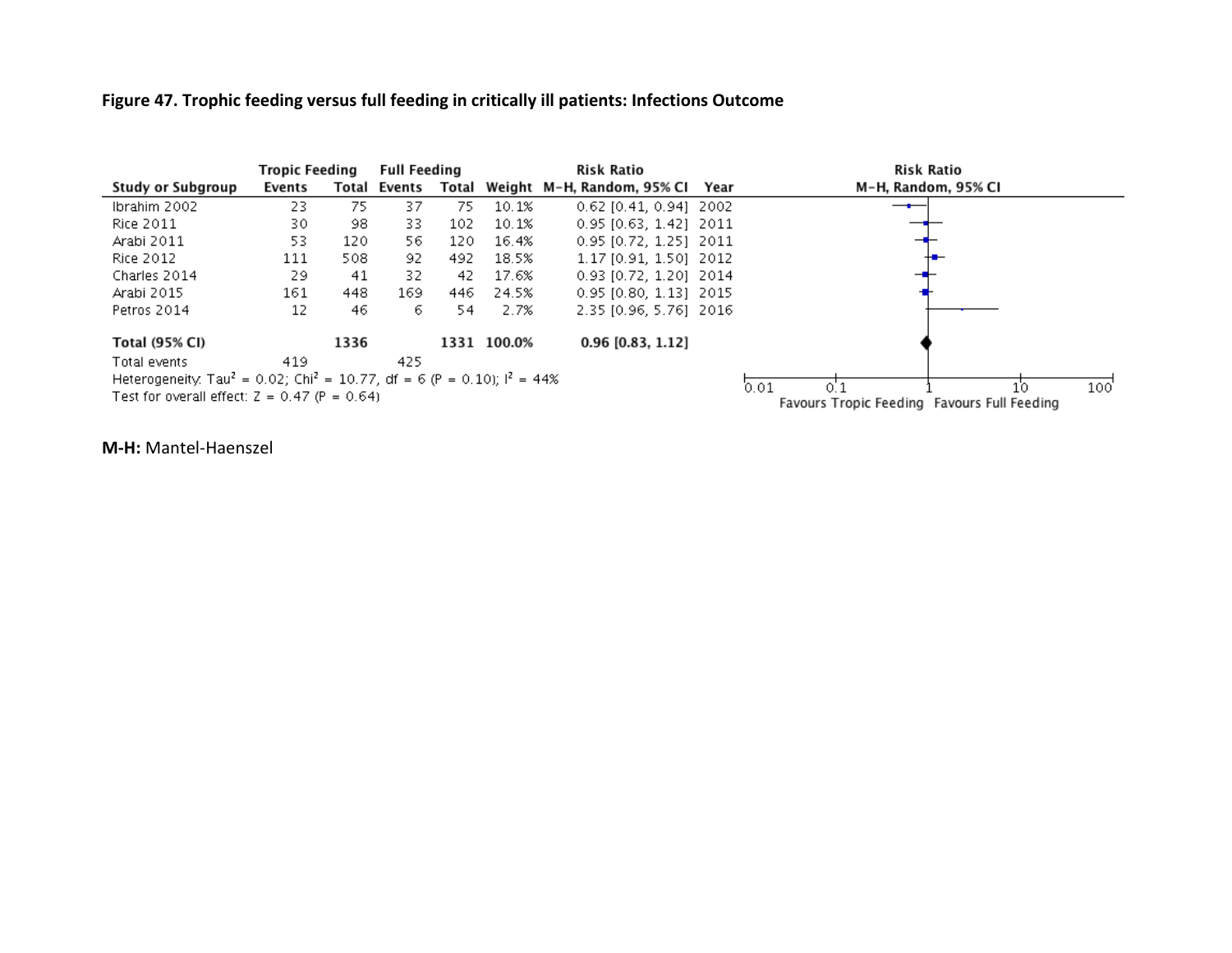**Figure 47. Trophic feeding versus full feeding in critically ill patients: Infections Outcome**

| Study or Subgroup | Tropic Feeding Events | Tropic Feeding Total | Full Feeding Events | Full Feeding Total | Weight | Risk Ratio M-H, Random, 95% CI | Year |
|---|---|---|---|---|---|---|---|
| Ibrahim 2002 | 23 | 75 | 37 | 75 | 10.1% | 0.62 [0.41, 0.94] | 2002 |
| Rice 2011 | 30 | 98 | 33 | 102 | 10.1% | 0.95 [0.63, 1.42] | 2011 |
| Arabi 2011 | 53 | 120 | 56 | 120 | 16.4% | 0.95 [0.72, 1.25] | 2011 |
| Rice 2012 | 111 | 508 | 92 | 492 | 18.5% | 1.17 [0.91, 1.50] | 2012 |
| Charles 2014 | 29 | 41 | 32 | 42 | 17.6% | 0.93 [0.72, 1.20] | 2014 |
| Arabi 2015 | 161 | 448 | 169 | 446 | 24.5% | 0.95 [0.80, 1.13] | 2015 |
| Petros 2014 | 12 | 46 | 6 | 54 | 2.7% | 2.35 [0.96, 5.76] | 2016 |
| **Total (95% CI)** | | **1336** | | **1331** | **100.0%** | **0.96 [0.83, 1.12]** | |
| Total events | 419 | | 425 | | | | |

Heterogeneity: $Tau^2 = 0.02$; $Chi^2 = 10.77$, df = 6 (P = 0.10); $I^2 = 44\%$

Test for overall effect: Z = 0.47 (P = 0.64)

Risk Ratio
M-H, Random, 95% CI

0.01 0.1 1 10 100

Favours Tropic Feeding Favours Full Feeding

**M-H:** Mantel-Haenszel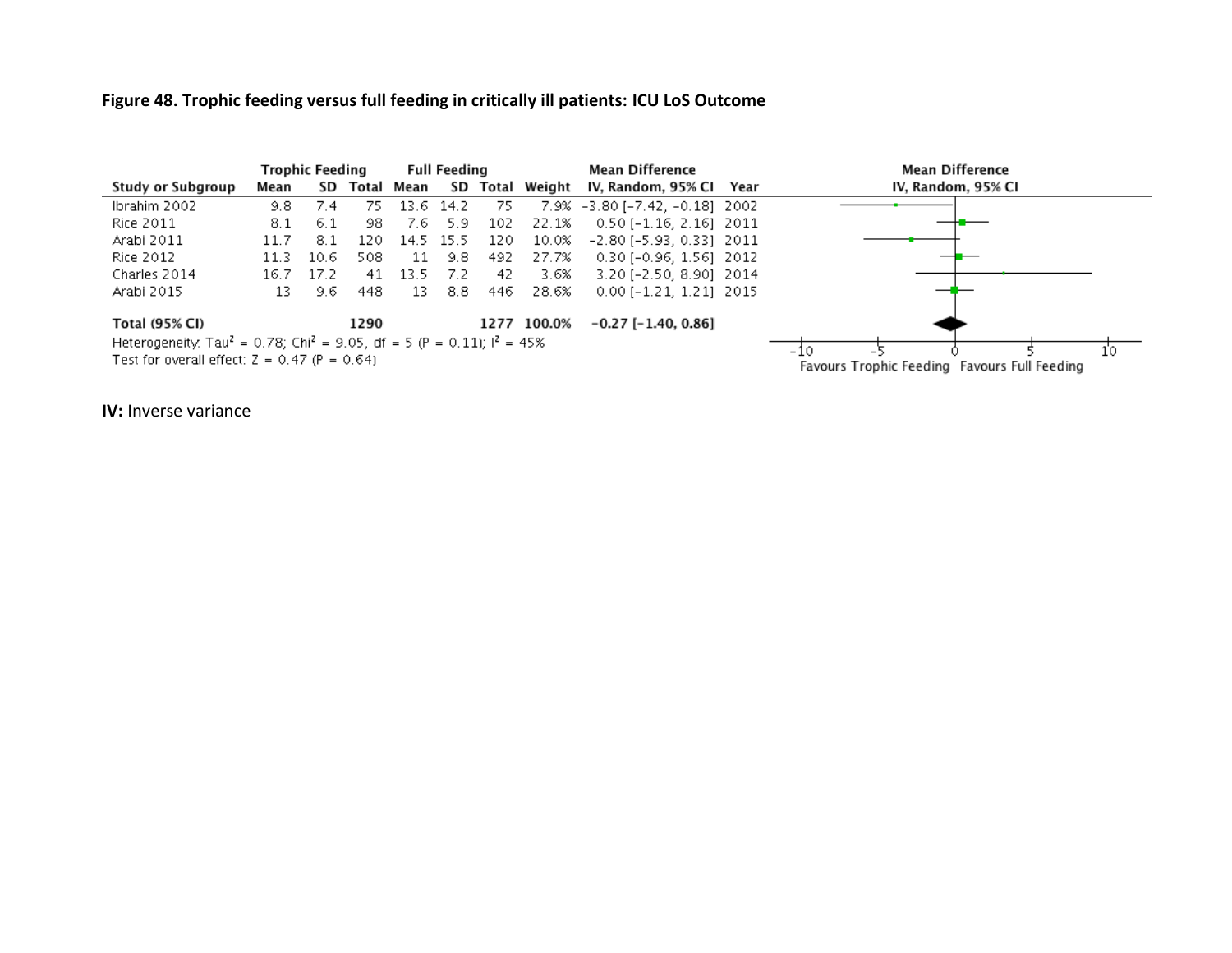**Figure 48. Trophic feeding versus full feeding in critically ill patients: ICU LoS Outcome**

| | Trophic Feeding | | | Full Feeding | | | | Mean Difference | |
|---|---|---|---|---|---|---|---|---|---|
| Study or Subgroup | Mean | SD | Total | Mean | SD | Total | Weight | IV, Random, 95% CI | Year |
| Ibrahim 2002 | 9.8 | 7.4 | 75 | 13.6 | 14.2 | 75 | 7.9% | -3.80 [-7.42, -0.18] | 2002 |
| Rice 2011 | 8.1 | 6.1 | 98 | 7.6 | 5.9 | 102 | 22.1% | 0.50 [-1.16, 2.16] | 2011 |
| Arabi 2011 | 11.7 | 8.1 | 120 | 14.5 | 15.5 | 120 | 10.0% | -2.80 [-5.93, 0.33] | 2011 |
| Rice 2012 | 11.3 | 10.6 | 508 | 11 | 9.8 | 492 | 27.7% | 0.30 [-0.96, 1.56] | 2012 |
| Charles 2014 | 16.7 | 17.2 | 41 | 13.5 | 7.2 | 42 | 3.6% | 3.20 [-2.50, 8.90] | 2014 |
| Arabi 2015 | 13 | 9.6 | 448 | 13 | 8.8 | 446 | 28.6% | 0.00 [-1.21, 1.21] | 2015 |
| **Total (95% CI)** | | | **1290** | | | **1277** | **100.0%** | **-0.27 [-1.40, 0.86]** | |

Heterogeneity: $Tau^2 = 0.78$; $Chi^2 = 9.05$, df = 5 ($P = 0.11$); $I^2 = 45\%$

Test for overall effect: $Z = 0.47$ ($P = 0.64$)

Mean Difference
IV, Random, 95% CI

-10 -5 0 5 10

Favours Trophic Feeding Favours Full Feeding

**IV:** Inverse variance